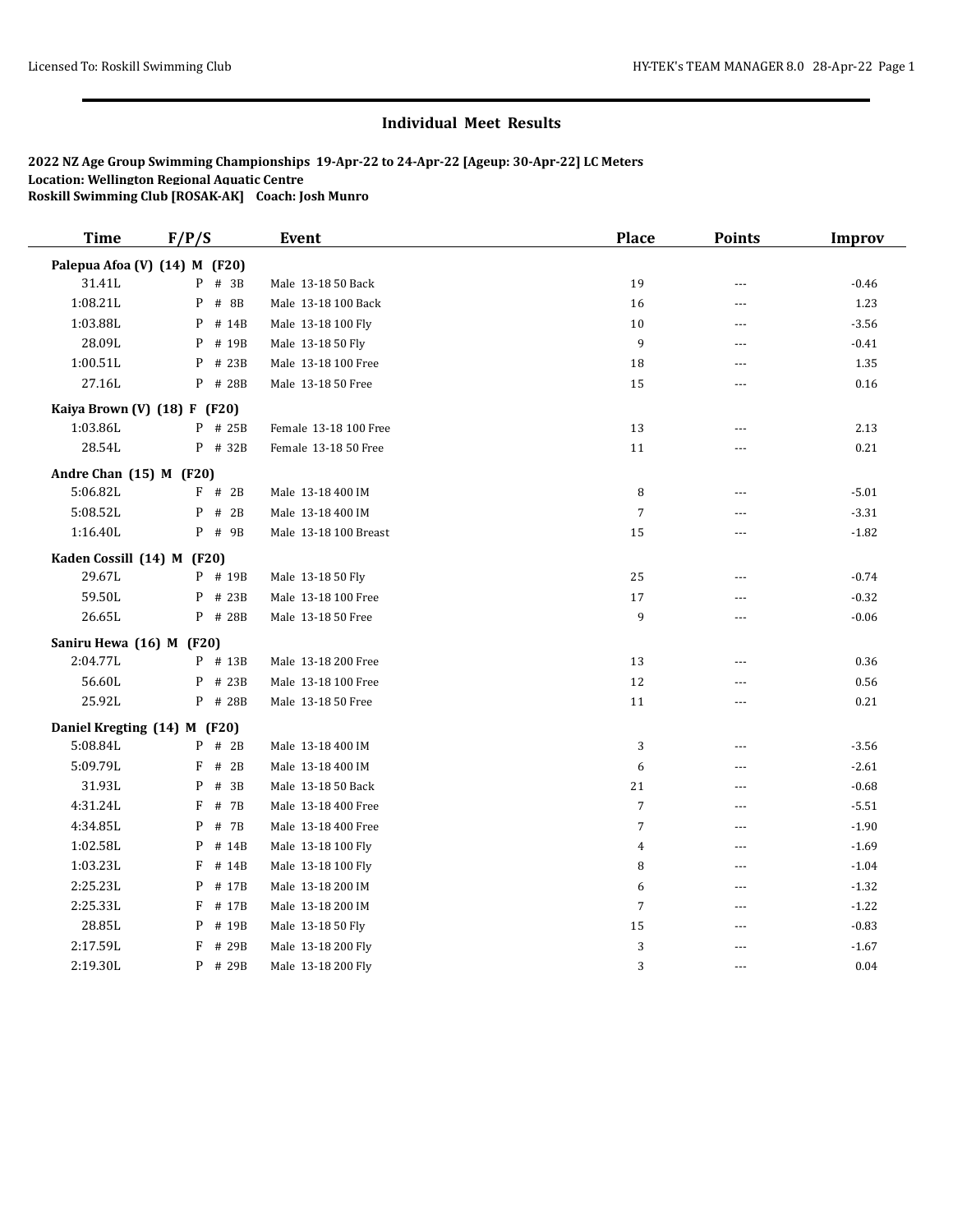## Individual Meet Results

**2022 NZ Age Group Swimming Championships 19-Apr-22 to 24-Apr-22 [Ageup: 30-Apr-22] LC Meters**
**Location: Wellington Regional Aquatic Centre**
**Roskill Swimming Club [ROSAK-AK] Coach: Josh Munro**

| Time | F/P/S | Event | Place | Points | Improv |
|---|---|---|---|---|---|
| **Palepua Afoa (V) (14) M (F20)** | | | | | |
| 31.41L | P # 3B | Male 13-18 50 Back | 19 | --- | -0.46 |
| 1:08.21L | P # 8B | Male 13-18 100 Back | 16 | --- | 1.23 |
| 1:03.88L | P # 14B | Male 13-18 100 Fly | 10 | --- | -3.56 |
| 28.09L | P # 19B | Male 13-18 50 Fly | 9 | --- | -0.41 |
| 1:00.51L | P # 23B | Male 13-18 100 Free | 18 | --- | 1.35 |
| 27.16L | P # 28B | Male 13-18 50 Free | 15 | --- | 0.16 |
| **Kaiya Brown (V) (18) F (F20)** | | | | | |
| 1:03.86L | P # 25B | Female 13-18 100 Free | 13 | --- | 2.13 |
| 28.54L | P # 32B | Female 13-18 50 Free | 11 | --- | 0.21 |
| **Andre Chan (15) M (F20)** | | | | | |
| 5:06.82L | F # 2B | Male 13-18 400 IM | 8 | --- | -5.01 |
| 5:08.52L | P # 2B | Male 13-18 400 IM | 7 | --- | -3.31 |
| 1:16.40L | P # 9B | Male 13-18 100 Breast | 15 | --- | -1.82 |
| **Kaden Cossill (14) M (F20)** | | | | | |
| 29.67L | P # 19B | Male 13-18 50 Fly | 25 | --- | -0.74 |
| 59.50L | P # 23B | Male 13-18 100 Free | 17 | --- | -0.32 |
| 26.65L | P # 28B | Male 13-18 50 Free | 9 | --- | -0.06 |
| **Saniru Hewa (16) M (F20)** | | | | | |
| 2:04.77L | P # 13B | Male 13-18 200 Free | 13 | --- | 0.36 |
| 56.60L | P # 23B | Male 13-18 100 Free | 12 | --- | 0.56 |
| 25.92L | P # 28B | Male 13-18 50 Free | 11 | --- | 0.21 |
| **Daniel Kregting (14) M (F20)** | | | | | |
| 5:08.84L | P # 2B | Male 13-18 400 IM | 3 | --- | -3.56 |
| 5:09.79L | F # 2B | Male 13-18 400 IM | 6 | --- | -2.61 |
| 31.93L | P # 3B | Male 13-18 50 Back | 21 | --- | -0.68 |
| 4:31.24L | F # 7B | Male 13-18 400 Free | 7 | --- | -5.51 |
| 4:34.85L | P # 7B | Male 13-18 400 Free | 7 | --- | -1.90 |
| 1:02.58L | P # 14B | Male 13-18 100 Fly | 4 | --- | -1.69 |
| 1:03.23L | F # 14B | Male 13-18 100 Fly | 8 | --- | -1.04 |
| 2:25.23L | P # 17B | Male 13-18 200 IM | 6 | --- | -1.32 |
| 2:25.33L | F # 17B | Male 13-18 200 IM | 7 | --- | -1.22 |
| 28.85L | P # 19B | Male 13-18 50 Fly | 15 | --- | -0.83 |
| 2:17.59L | F # 29B | Male 13-18 200 Fly | 3 | --- | -1.67 |
| 2:19.30L | P # 29B | Male 13-18 200 Fly | 3 | --- | 0.04 |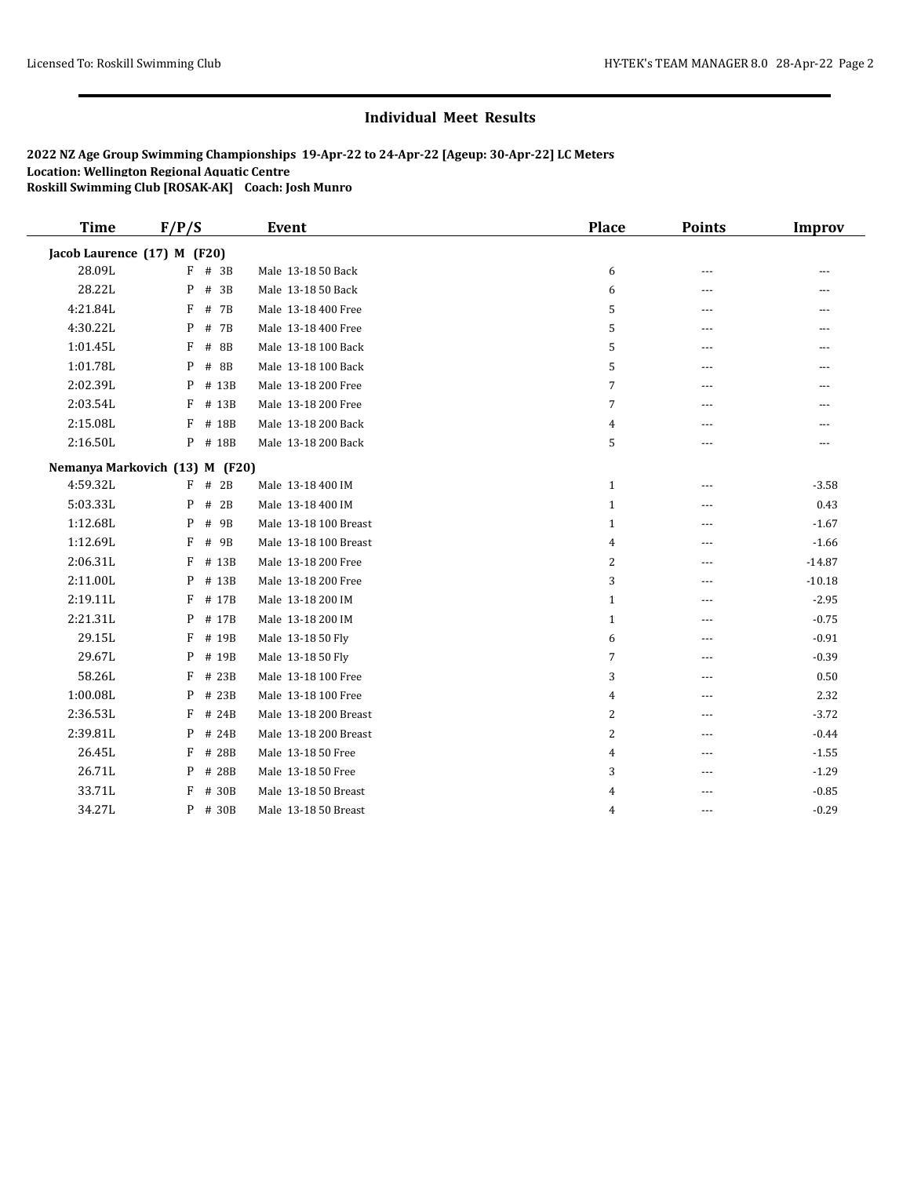## Individual Meet Results

**2022 NZ Age Group Swimming Championships 19-Apr-22 to 24-Apr-22 [Ageup: 30-Apr-22] LC Meters**
**Location: Wellington Regional Aquatic Centre**
**Roskill Swimming Club [ROSAK-AK] Coach: Josh Munro**

| Time | F/P/S | Event | Place | Points | Improv |
|---|---|---|---|---|---|
| **Jacob Laurence (17) M (F20)** | | | | | |
| 28.09L | F # 3B | Male 13-18 50 Back | 6 | --- | --- |
| 28.22L | P # 3B | Male 13-18 50 Back | 6 | --- | --- |
| 4:21.84L | F # 7B | Male 13-18 400 Free | 5 | --- | --- |
| 4:30.22L | P # 7B | Male 13-18 400 Free | 5 | --- | --- |
| 1:01.45L | F # 8B | Male 13-18 100 Back | 5 | --- | --- |
| 1:01.78L | P # 8B | Male 13-18 100 Back | 5 | --- | --- |
| 2:02.39L | P # 13B | Male 13-18 200 Free | 7 | --- | --- |
| 2:03.54L | F # 13B | Male 13-18 200 Free | 7 | --- | --- |
| 2:15.08L | F # 18B | Male 13-18 200 Back | 4 | --- | --- |
| 2:16.50L | P # 18B | Male 13-18 200 Back | 5 | --- | --- |
| **Nemanya Markovich (13) M (F20)** | | | | | |
| 4:59.32L | F # 2B | Male 13-18 400 IM | 1 | --- | -3.58 |
| 5:03.33L | P # 2B | Male 13-18 400 IM | 1 | --- | 0.43 |
| 1:12.68L | P # 9B | Male 13-18 100 Breast | 1 | --- | -1.67 |
| 1:12.69L | F # 9B | Male 13-18 100 Breast | 4 | --- | -1.66 |
| 2:06.31L | F # 13B | Male 13-18 200 Free | 2 | --- | -14.87 |
| 2:11.00L | P # 13B | Male 13-18 200 Free | 3 | --- | -10.18 |
| 2:19.11L | F # 17B | Male 13-18 200 IM | 1 | --- | -2.95 |
| 2:21.31L | P # 17B | Male 13-18 200 IM | 1 | --- | -0.75 |
| 29.15L | F # 19B | Male 13-18 50 Fly | 6 | --- | -0.91 |
| 29.67L | P # 19B | Male 13-18 50 Fly | 7 | --- | -0.39 |
| 58.26L | F # 23B | Male 13-18 100 Free | 3 | --- | 0.50 |
| 1:00.08L | P # 23B | Male 13-18 100 Free | 4 | --- | 2.32 |
| 2:36.53L | F # 24B | Male 13-18 200 Breast | 2 | --- | -3.72 |
| 2:39.81L | P # 24B | Male 13-18 200 Breast | 2 | --- | -0.44 |
| 26.45L | F # 28B | Male 13-18 50 Free | 4 | --- | -1.55 |
| 26.71L | P # 28B | Male 13-18 50 Free | 3 | --- | -1.29 |
| 33.71L | F # 30B | Male 13-18 50 Breast | 4 | --- | -0.85 |
| 34.27L | P # 30B | Male 13-18 50 Breast | 4 | --- | -0.29 |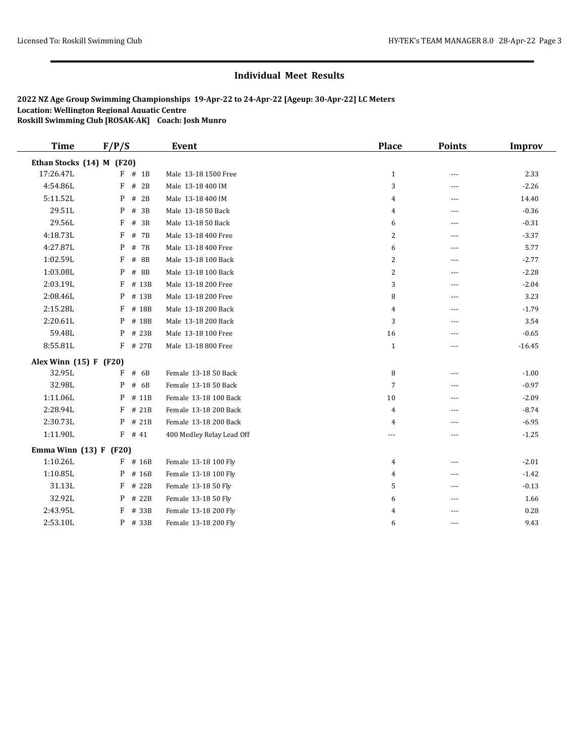# Individual Meet Results

**2022 NZ Age Group Swimming Championships 19-Apr-22 to 24-Apr-22 [Ageup: 30-Apr-22] LC Meters**
**Location: Wellington Regional Aquatic Centre**
**Roskill Swimming Club [ROSAK-AK] Coach: Josh Munro**

| Time | F/P/S | Event | Place | Points | Improv |
|---|---|---|---|---|---|
| **Ethan Stocks (14) M (F20)** | | | | | |
| 17:26.47L | F # 1B | Male 13-18 1500 Free | 1 | --- | 2.33 |
| 4:54.86L | F # 2B | Male 13-18 400 IM | 3 | --- | -2.26 |
| 5:11.52L | P # 2B | Male 13-18 400 IM | 4 | --- | 14.40 |
| 29.51L | P # 3B | Male 13-18 50 Back | 4 | --- | -0.36 |
| 29.56L | F # 3B | Male 13-18 50 Back | 6 | --- | -0.31 |
| 4:18.73L | F # 7B | Male 13-18 400 Free | 2 | --- | -3.37 |
| 4:27.87L | P # 7B | Male 13-18 400 Free | 6 | --- | 5.77 |
| 1:02.59L | F # 8B | Male 13-18 100 Back | 2 | --- | -2.77 |
| 1:03.08L | P # 8B | Male 13-18 100 Back | 2 | --- | -2.28 |
| 2:03.19L | F # 13B | Male 13-18 200 Free | 3 | --- | -2.04 |
| 2:08.46L | P # 13B | Male 13-18 200 Free | 8 | --- | 3.23 |
| 2:15.28L | F # 18B | Male 13-18 200 Back | 4 | --- | -1.79 |
| 2:20.61L | P # 18B | Male 13-18 200 Back | 3 | --- | 3.54 |
| 59.48L | P # 23B | Male 13-18 100 Free | 16 | --- | -0.65 |
| 8:55.81L | F # 27B | Male 13-18 800 Free | 1 | --- | -16.45 |
| **Alex Winn (15) F (F20)** | | | | | |
| 32.95L | F # 6B | Female 13-18 50 Back | 8 | --- | -1.00 |
| 32.98L | P # 6B | Female 13-18 50 Back | 7 | --- | -0.97 |
| 1:11.06L | P # 11B | Female 13-18 100 Back | 10 | --- | -2.09 |
| 2:28.94L | F # 21B | Female 13-18 200 Back | 4 | --- | -8.74 |
| 2:30.73L | P # 21B | Female 13-18 200 Back | 4 | --- | -6.95 |
| 1:11.90L | F # 41 | 400 Medley Relay Lead Off | --- | --- | -1.25 |
| **Emma Winn (13) F (F20)** | | | | | |
| 1:10.26L | F # 16B | Female 13-18 100 Fly | 4 | --- | -2.01 |
| 1:10.85L | P # 16B | Female 13-18 100 Fly | 4 | --- | -1.42 |
| 31.13L | F # 22B | Female 13-18 50 Fly | 5 | --- | -0.13 |
| 32.92L | P # 22B | Female 13-18 50 Fly | 6 | --- | 1.66 |
| 2:43.95L | F # 33B | Female 13-18 200 Fly | 4 | --- | 0.28 |
| 2:53.10L | P # 33B | Female 13-18 200 Fly | 6 | --- | 9.43 |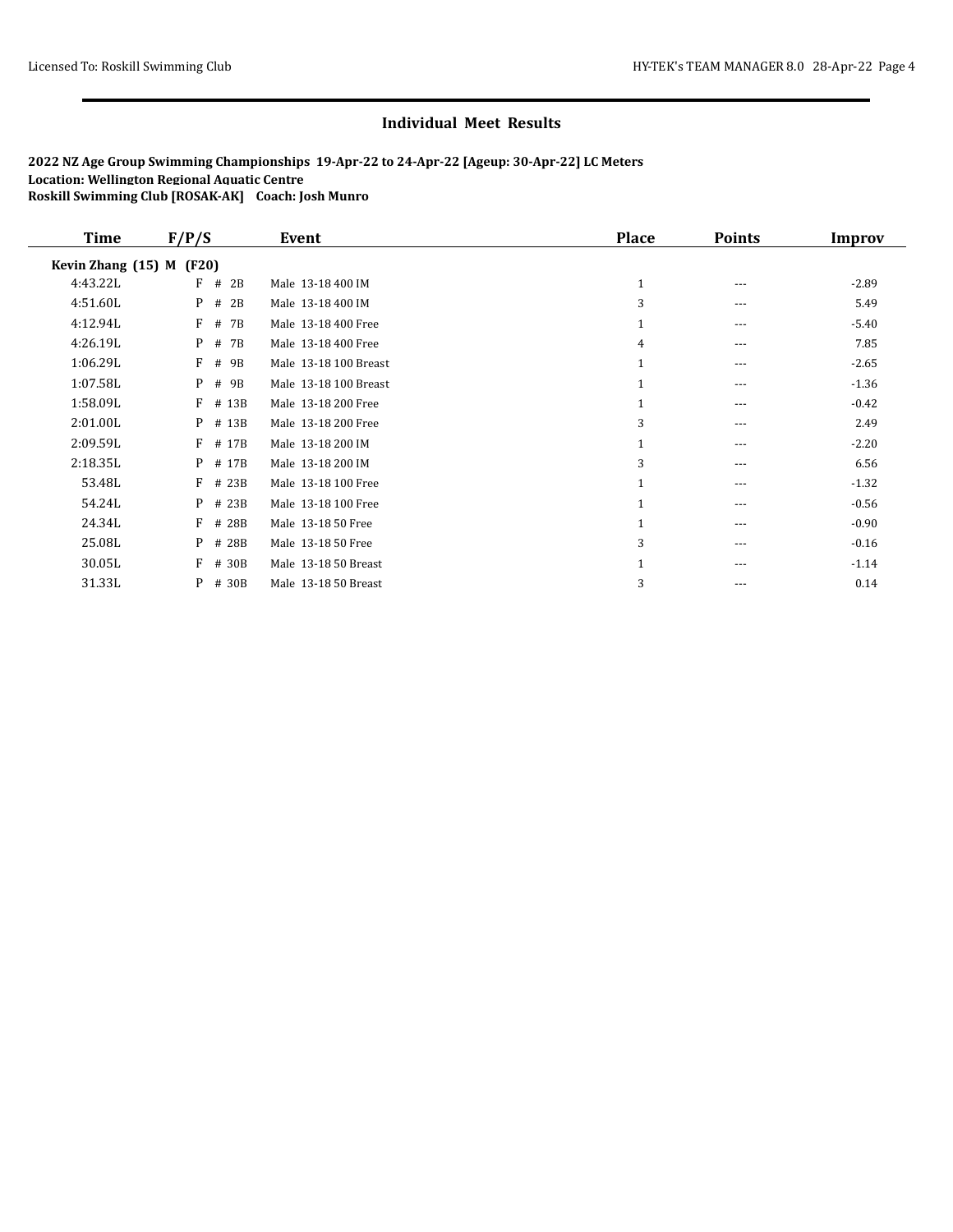## Individual Meet Results

**2022 NZ Age Group Swimming Championships 19-Apr-22 to 24-Apr-22 [Ageup: 30-Apr-22] LC Meters**
**Location: Wellington Regional Aquatic Centre**
**Roskill Swimming Club [ROSAK-AK] Coach: Josh Munro**

| Time | F/P/S | Event | Place | Points | Improv |
|---|---|---|---|---|---|
| **Kevin Zhang (15) M (F20)** | | | | | |
| 4:43.22L | F # 2B | Male 13-18 400 IM | 1 | --- | -2.89 |
| 4:51.60L | P # 2B | Male 13-18 400 IM | 3 | --- | 5.49 |
| 4:12.94L | F # 7B | Male 13-18 400 Free | 1 | --- | -5.40 |
| 4:26.19L | P # 7B | Male 13-18 400 Free | 4 | --- | 7.85 |
| 1:06.29L | F # 9B | Male 13-18 100 Breast | 1 | --- | -2.65 |
| 1:07.58L | P # 9B | Male 13-18 100 Breast | 1 | --- | -1.36 |
| 1:58.09L | F # 13B | Male 13-18 200 Free | 1 | --- | -0.42 |
| 2:01.00L | P # 13B | Male 13-18 200 Free | 3 | --- | 2.49 |
| 2:09.59L | F # 17B | Male 13-18 200 IM | 1 | --- | -2.20 |
| 2:18.35L | P # 17B | Male 13-18 200 IM | 3 | --- | 6.56 |
| 53.48L | F # 23B | Male 13-18 100 Free | 1 | --- | -1.32 |
| 54.24L | P # 23B | Male 13-18 100 Free | 1 | --- | -0.56 |
| 24.34L | F # 28B | Male 13-18 50 Free | 1 | --- | -0.90 |
| 25.08L | P # 28B | Male 13-18 50 Free | 3 | --- | -0.16 |
| 30.05L | F # 30B | Male 13-18 50 Breast | 1 | --- | -1.14 |
| 31.33L | P # 30B | Male 13-18 50 Breast | 3 | --- | 0.14 |